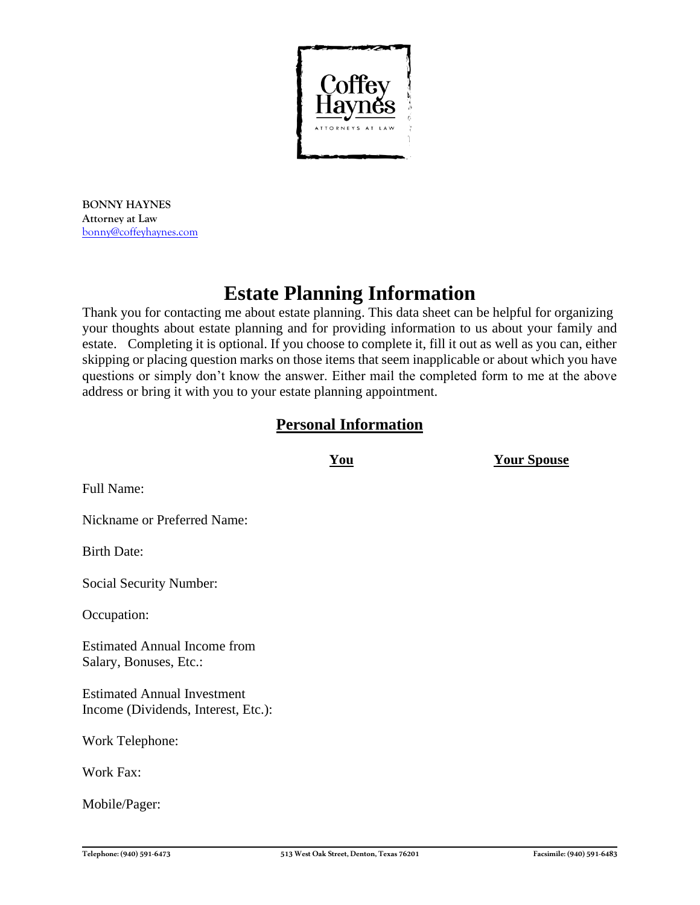Coffey Haynes

ATTORNEYS AT LAW

**BONNY HAYNES**
**Attorney at Law**
bonny@coffeyhaynes.com

# Estate Planning Information

Thank you for contacting me about estate planning. This data sheet can be helpful for organizing your thoughts about estate planning and for providing information to us about your family and estate. Completing it is optional. If you choose to complete it, fill it out as well as you can, either skipping or placing question marks on those items that seem inapplicable or about which you have questions or simply don't know the answer. Either mail the completed form to me at the above address or bring it with you to your estate planning appointment.

## Personal Information

| | You | Your Spouse |
|---|---|---|
| Full Name: | | |
| Nickname or Preferred Name: | | |
| Birth Date: | | |
| Social Security Number: | | |
| Occupation: | | |
| Estimated Annual Income from Salary, Bonuses, Etc.: | | |
| Estimated Annual Investment Income (Dividends, Interest, Etc.): | | |
| Work Telephone: | | |
| Work Fax: | | |
| Mobile/Pager: | | |

Telephone: (940) 591-6473 | 513 West Oak Street, Denton, Texas 76201 | Facsimile: (940) 591-6483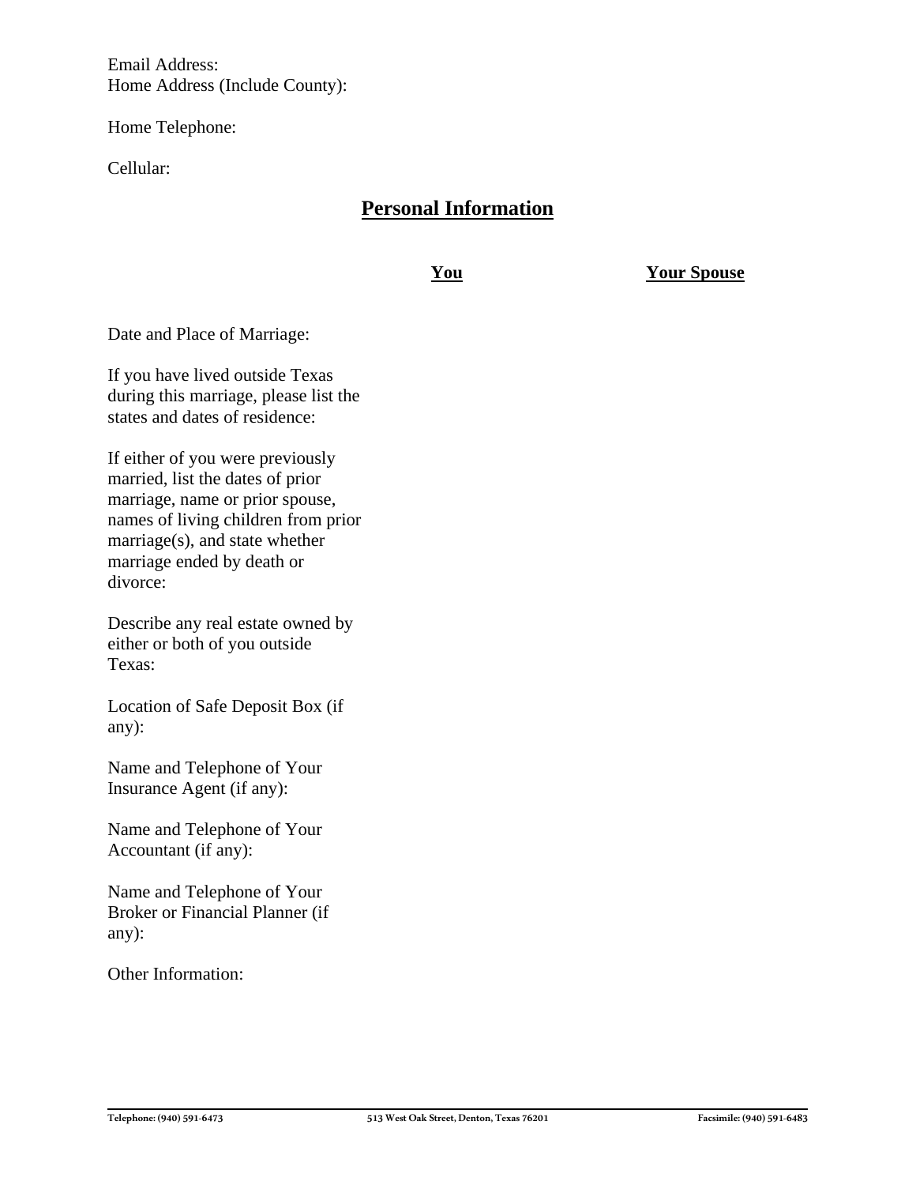Email Address:
Home Address (Include County):

Home Telephone:

Cellular:

## Personal Information

| | **You** | **Your Spouse** |
|---|---|---|
| Date and Place of Marriage: | | |
| If you have lived outside Texas during this marriage, please list the states and dates of residence: | | |
| If either of you were previously married, list the dates of prior marriage, name or prior spouse, names of living children from prior marriage(s), and state whether marriage ended by death or divorce: | | |
| Describe any real estate owned by either or both of you outside Texas: | | |
| Location of Safe Deposit Box (if any): | | |
| Name and Telephone of Your Insurance Agent (if any): | | |
| Name and Telephone of Your Accountant (if any): | | |
| Name and Telephone of Your Broker or Financial Planner (if any): | | |
| Other Information: | | |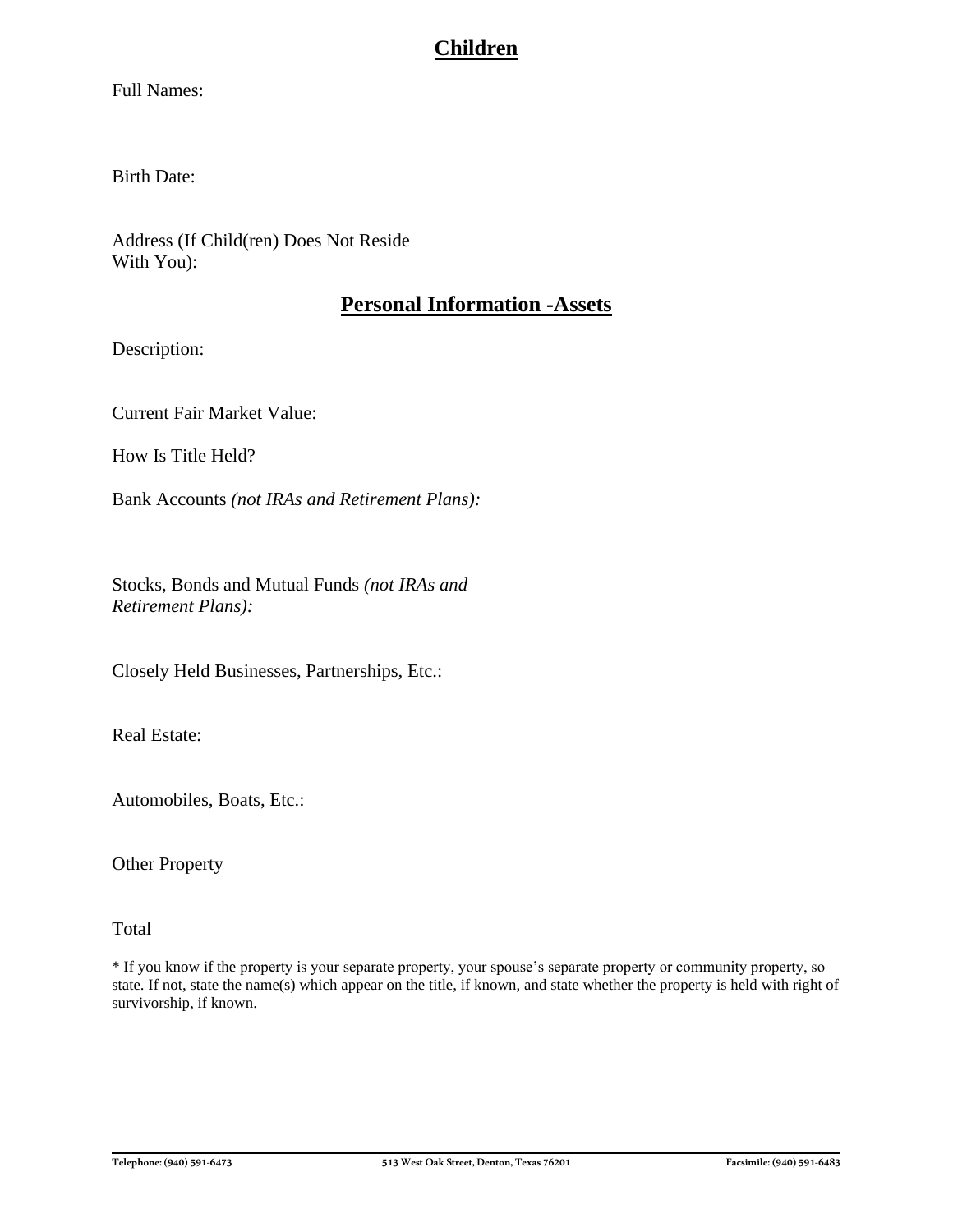## Children

Full Names:

Birth Date:

Address (If Child(ren) Does Not Reside
With You):

## Personal Information -Assets

Description:

Current Fair Market Value:

How Is Title Held?

Bank Accounts *(not IRAs and Retirement Plans):*

Stocks, Bonds and Mutual Funds *(not IRAs and Retirement Plans):*

Closely Held Businesses, Partnerships, Etc.:

Real Estate:

Automobiles, Boats, Etc.:

Other Property

Total

* If you know if the property is your separate property, your spouse's separate property or community property, so state. If not, state the name(s) which appear on the title, if known, and state whether the property is held with right of survivorship, if known.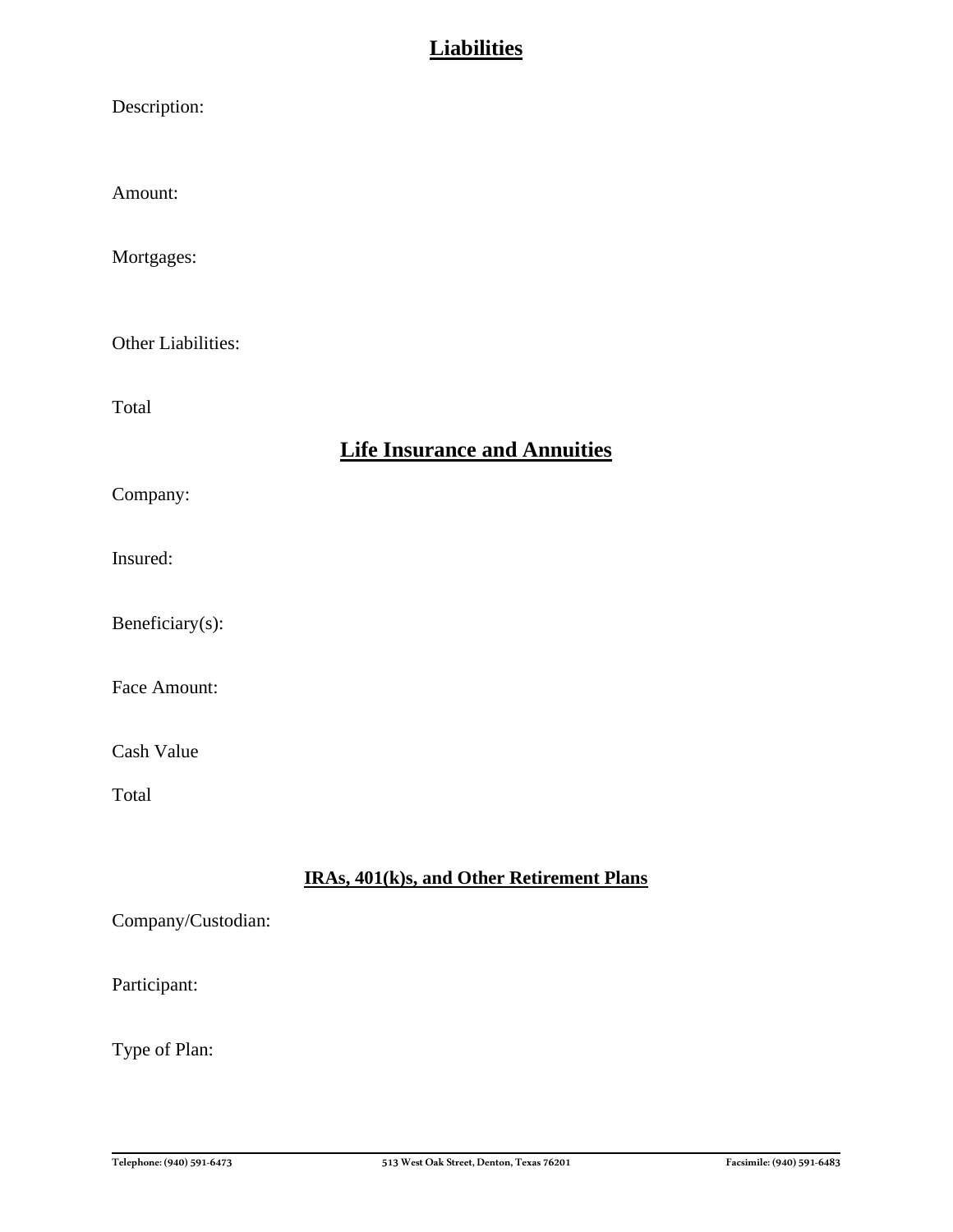## Liabilities

Description:

Amount:

Mortgages:

Other Liabilities:

Total

## Life Insurance and Annuities

Company:

Insured:

Beneficiary(s):

Face Amount:

Cash Value

Total

### IRAs, 401(k)s, and Other Retirement Plans

Company/Custodian:

Participant:

Type of Plan: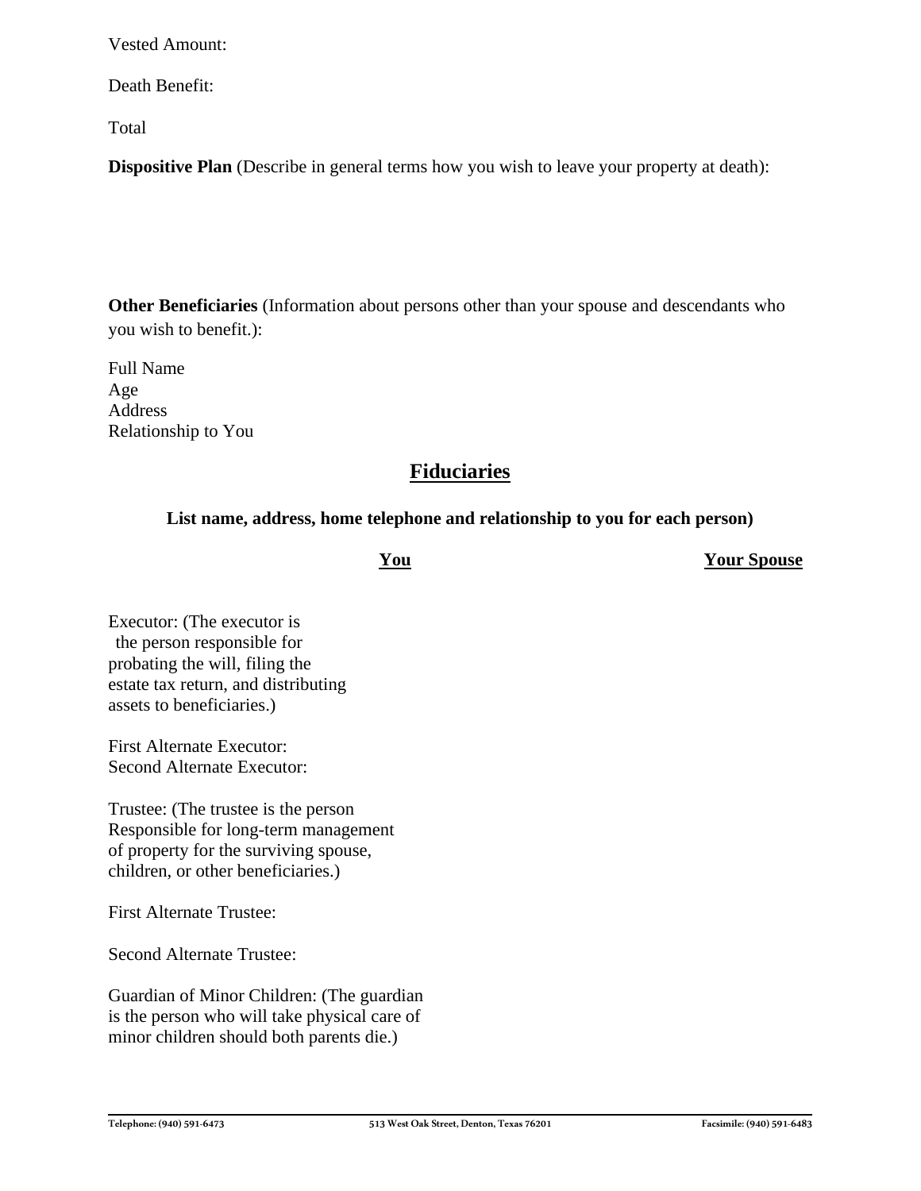Vested Amount:

Death Benefit:

Total

**Dispositive Plan** (Describe in general terms how you wish to leave your property at death):

**Other Beneficiaries** (Information about persons other than your spouse and descendants who you wish to benefit.):

Full Name
Age
Address
Relationship to You

## Fiduciaries

**List name, address, home telephone and relationship to you for each person)**

| | **You** | **Your Spouse** |
|---|---|---|
| Executor: (The executor is the person responsible for probating the will, filing the estate tax return, and distributing assets to beneficiaries.) | | |
| First Alternate Executor: | | |
| Second Alternate Executor: | | |
| Trustee: (The trustee is the person Responsible for long-term management of property for the surviving spouse, children, or other beneficiaries.) | | |
| First Alternate Trustee: | | |
| Second Alternate Trustee: | | |
| Guardian of Minor Children: (The guardian is the person who will take physical care of minor children should both parents die.) | | |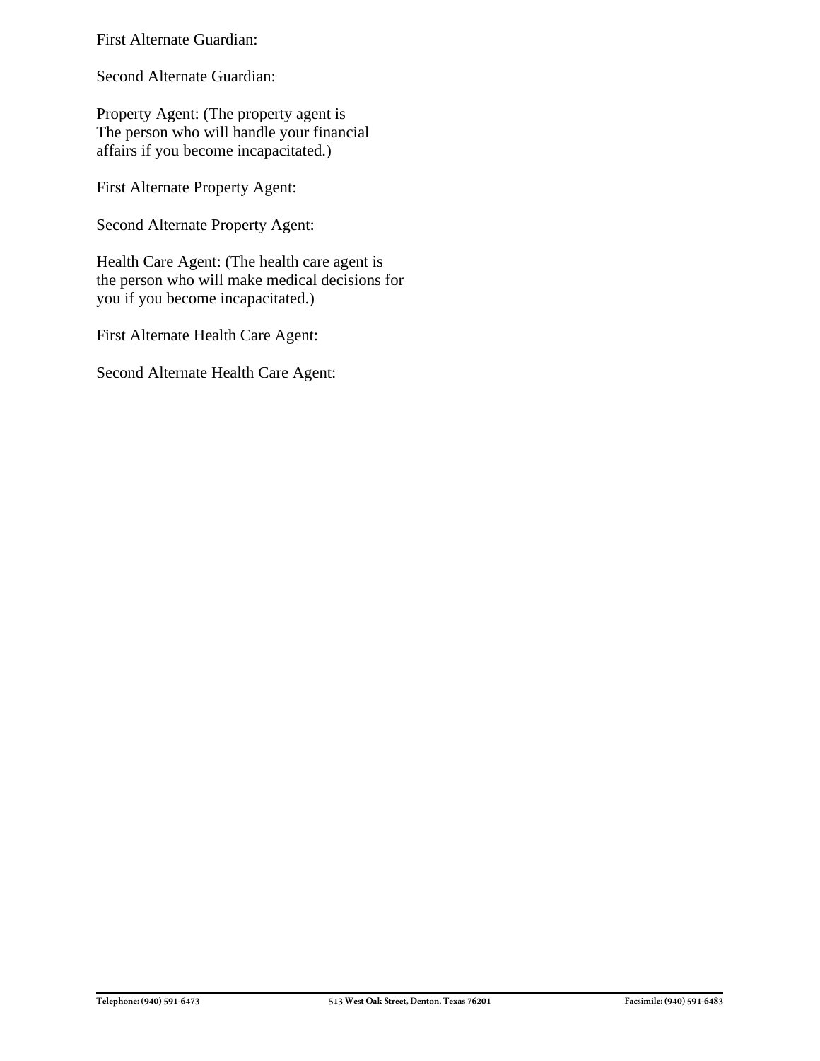First Alternate Guardian:

Second Alternate Guardian:

Property Agent: (The property agent is
The person who will handle your financial
affairs if you become incapacitated.)

First Alternate Property Agent:

Second Alternate Property Agent:

Health Care Agent: (The health care agent is
the person who will make medical decisions for
you if you become incapacitated.)

First Alternate Health Care Agent:

Second Alternate Health Care Agent: